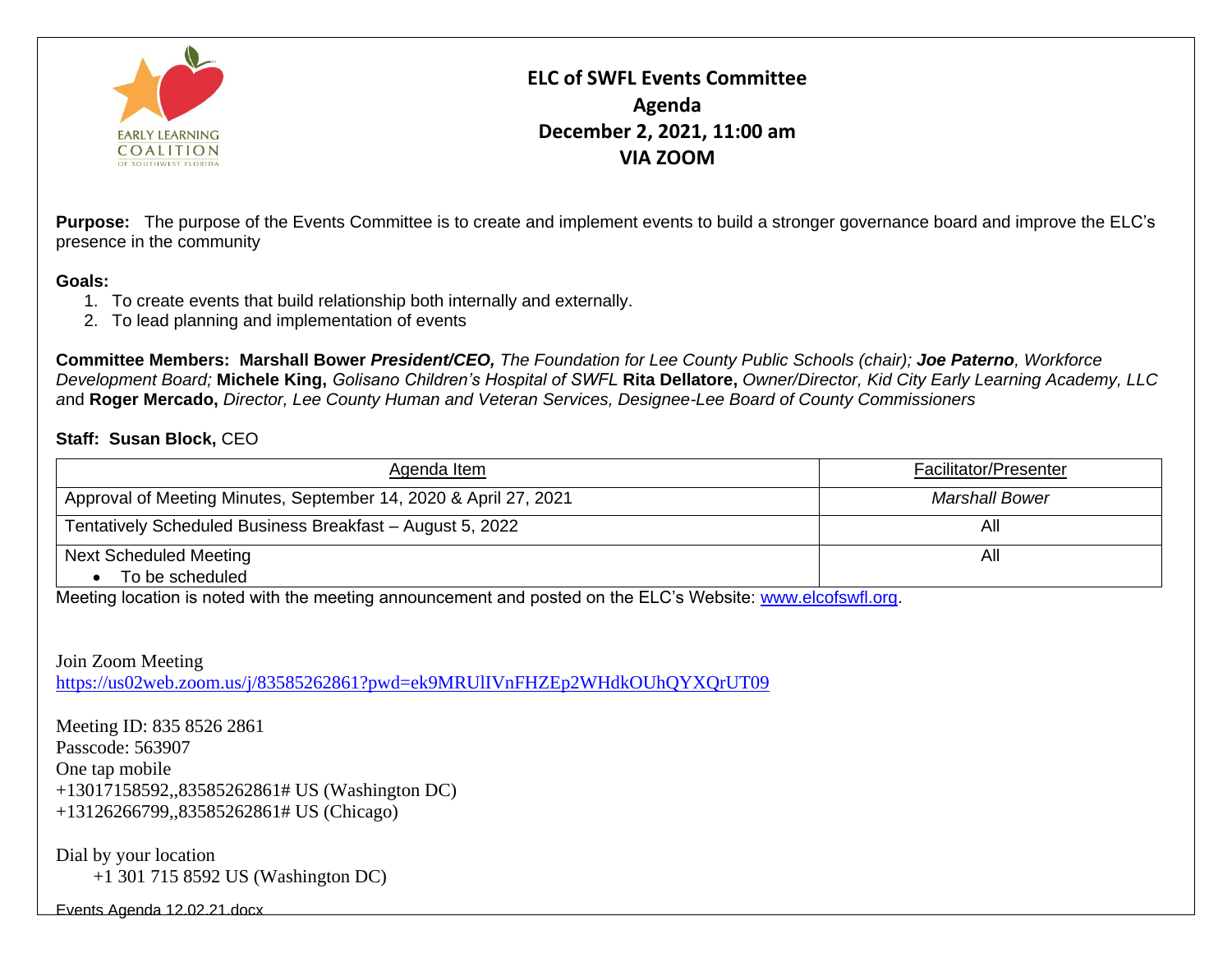# ELC of SWFL Events Committee

## Agenda

## December 2, 2021, 11:00 am

## VIA ZOOM

**Purpose:** The purpose of the Events Committee is to create and implement events to build a stronger governance board and improve the ELC's presence in the community

**Goals:**

1. To create events that build relationship both internally and externally.
2. To lead planning and implementation of events

**Committee Members: Marshall Bower** ***President/CEO,*** *The Foundation for Lee County Public Schools (chair);* ***Joe Paterno****, Workforce Development Board;* **Michele King,** *Golisano Children's Hospital of SWFL* **Rita Dellatore,** *Owner/Director, Kid City Early Learning Academy, LLC* and **Roger Mercado,** *Director, Lee County Human and Veteran Services, Designee-Lee Board of County Commissioners*

**Staff: Susan Block,** CEO

| Agenda Item | Facilitator/Presenter |
|---|---|
| Approval of Meeting Minutes, September 14, 2020 & April 27, 2021 | *Marshall Bower* |
| Tentatively Scheduled Business Breakfast – August 5, 2022 | All |
| Next Scheduled Meeting<br>• To be scheduled | All |

Meeting location is noted with the meeting announcement and posted on the ELC's Website: www.elcofswfl.org.

Join Zoom Meeting
https://us02web.zoom.us/j/83585262861?pwd=ek9MRUlIVnFHZEp2WHdkOUhQYXQrUT09

Meeting ID: 835 8526 2861
Passcode: 563907
One tap mobile
+13017158592,,83585262861# US (Washington DC)
+13126266799,,83585262861# US (Chicago)

Dial by your location
+1 301 715 8592 US (Washington DC)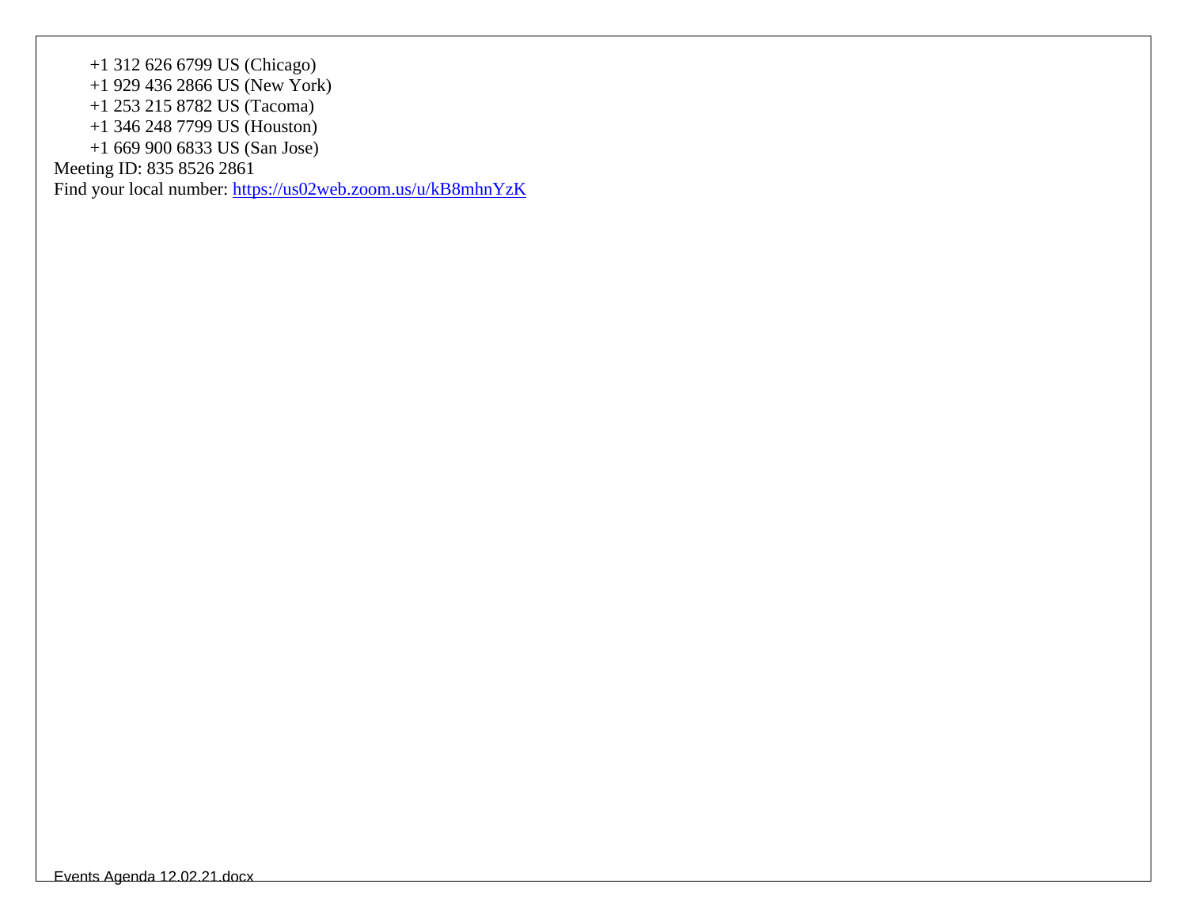+1 312 626 6799 US (Chicago)  
+1 929 436 2866 US (New York)  
+1 253 215 8782 US (Tacoma)  
+1 346 248 7799 US (Houston)  
+1 669 900 6833 US (San Jose)

Meeting ID: 835 8526 2861

Find your local number: https://us02web.zoom.us/u/kB8mhnYzK